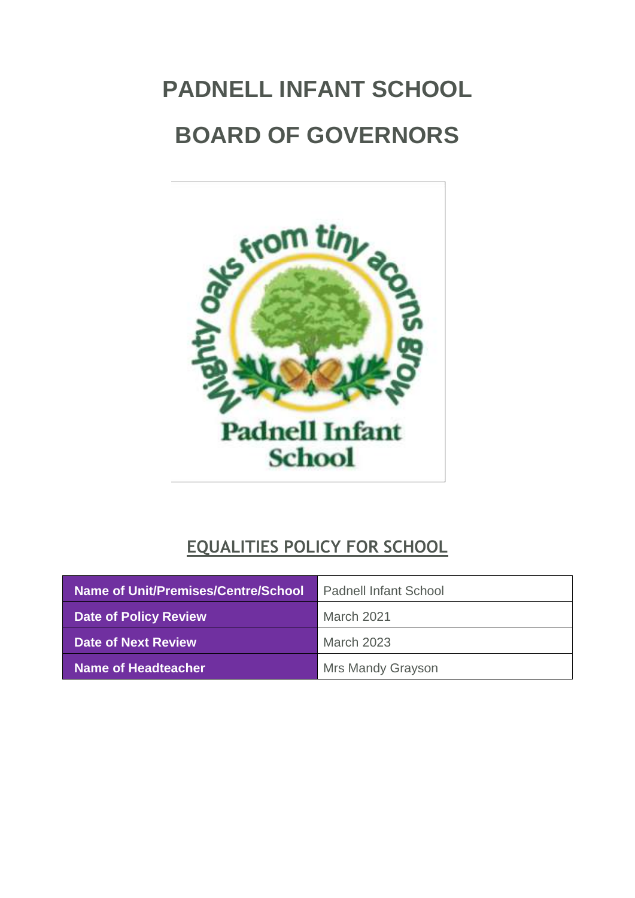# PADNELL INFANT SCHOOL

# BOARD OF GOVERNORS

## EQUALITIES POLICY FOR SCHOOL

| Name of Unit/Premises/Centre/School | Padnell Infant School |
|---|---|
| Date of Policy Review | March 2021 |
| Date of Next Review | March 2023 |
| Name of Headteacher | Mrs Mandy Grayson |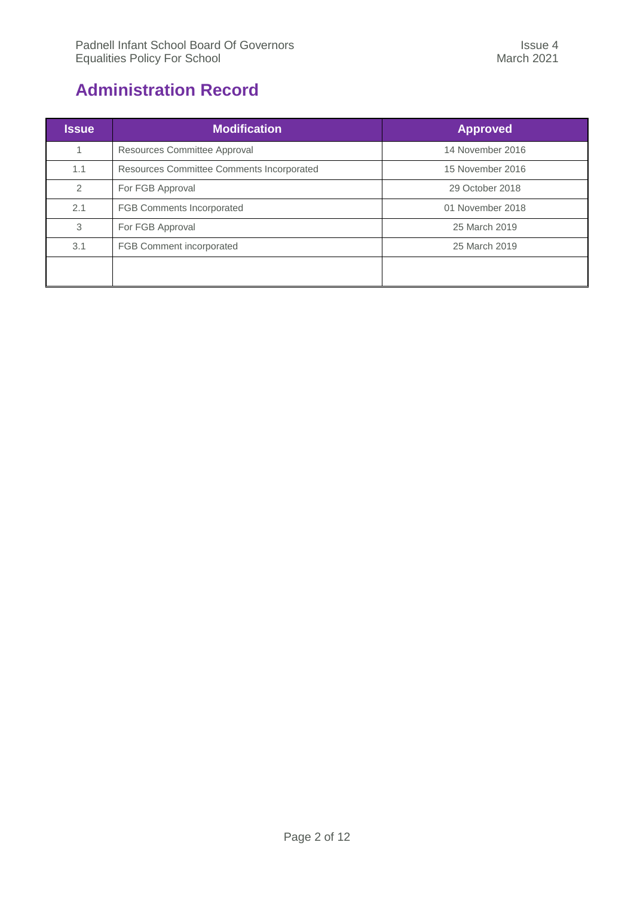# Administration Record

| Issue | Modification | Approved |
|---|---|---|
| 1 | Resources Committee Approval | 14 November 2016 |
| 1.1 | Resources Committee Comments Incorporated | 15 November 2016 |
| 2 | For FGB Approval | 29 October 2018 |
| 2.1 | FGB Comments Incorporated | 01 November 2018 |
| 3 | For FGB Approval | 25 March 2019 |
| 3.1 | FGB Comment incorporated | 25 March 2019 |
| | | |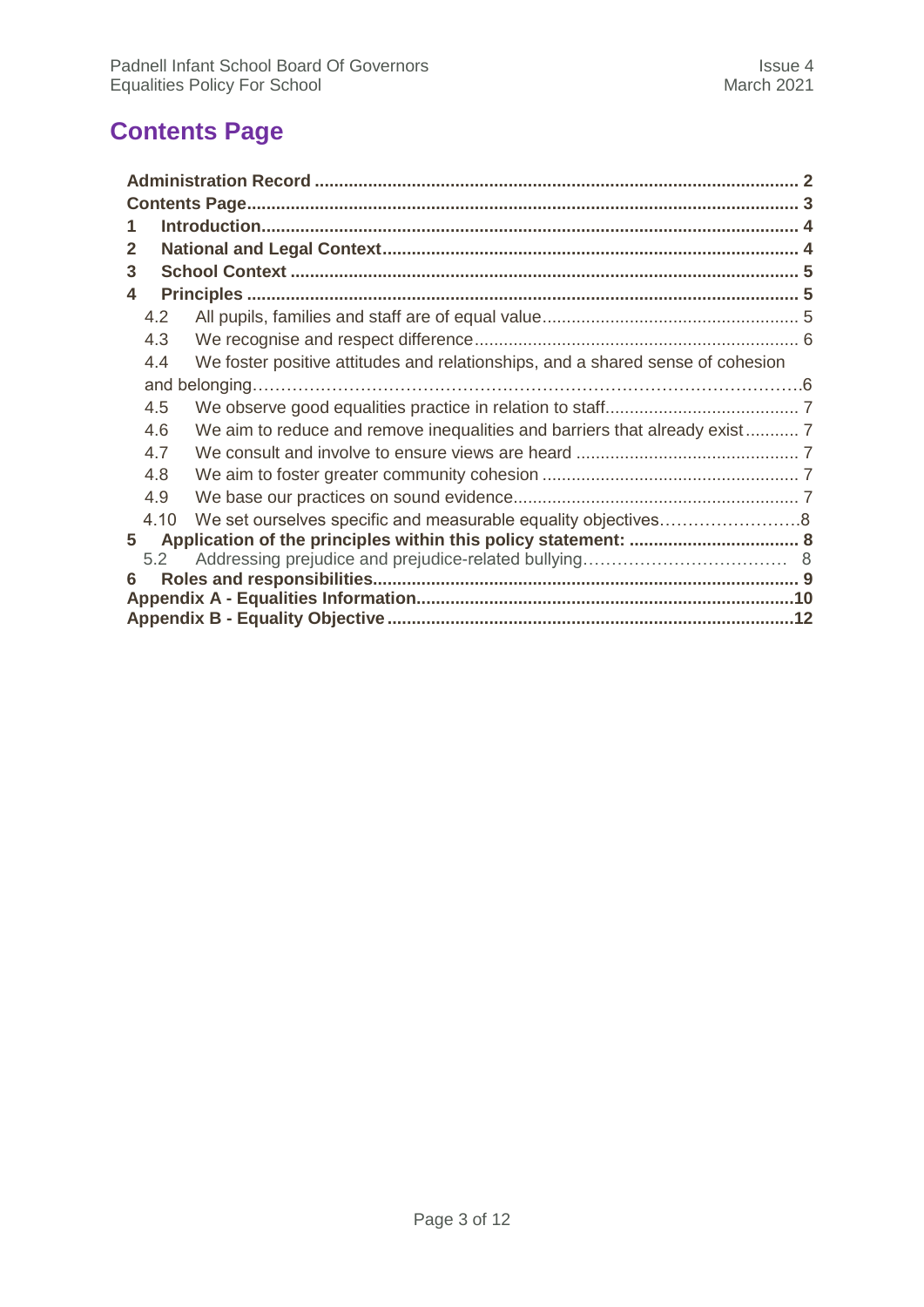# Contents Page

| | | |
|---|---|---|
| **Administration Record** | | **2** |
| **Contents Page** | | **3** |
| **1** | **Introduction** | **4** |
| **2** | **National and Legal Context** | **4** |
| **3** | **School Context** | **5** |
| **4** | **Principles** | **5** |
| 4.2 | All pupils, families and staff are of equal value | 5 |
| 4.3 | We recognise and respect difference | 6 |
| 4.4 | We foster positive attitudes and relationships, and a shared sense of cohesion and belonging | 6 |
| 4.5 | We observe good equalities practice in relation to staff | 7 |
| 4.6 | We aim to reduce and remove inequalities and barriers that already exist | 7 |
| 4.7 | We consult and involve to ensure views are heard | 7 |
| 4.8 | We aim to foster greater community cohesion | 7 |
| 4.9 | We base our practices on sound evidence | 7 |
| 4.10 | We set ourselves specific and measurable equality objectives | 8 |
| **5** | **Application of the principles within this policy statement:** | **8** |
| 5.2 | Addressing prejudice and prejudice-related bullying | 8 |
| **6** | **Roles and responsibilities** | **9** |
| **Appendix A - Equalities Information** | | **10** |
| **Appendix B - Equality Objective** | | **12** |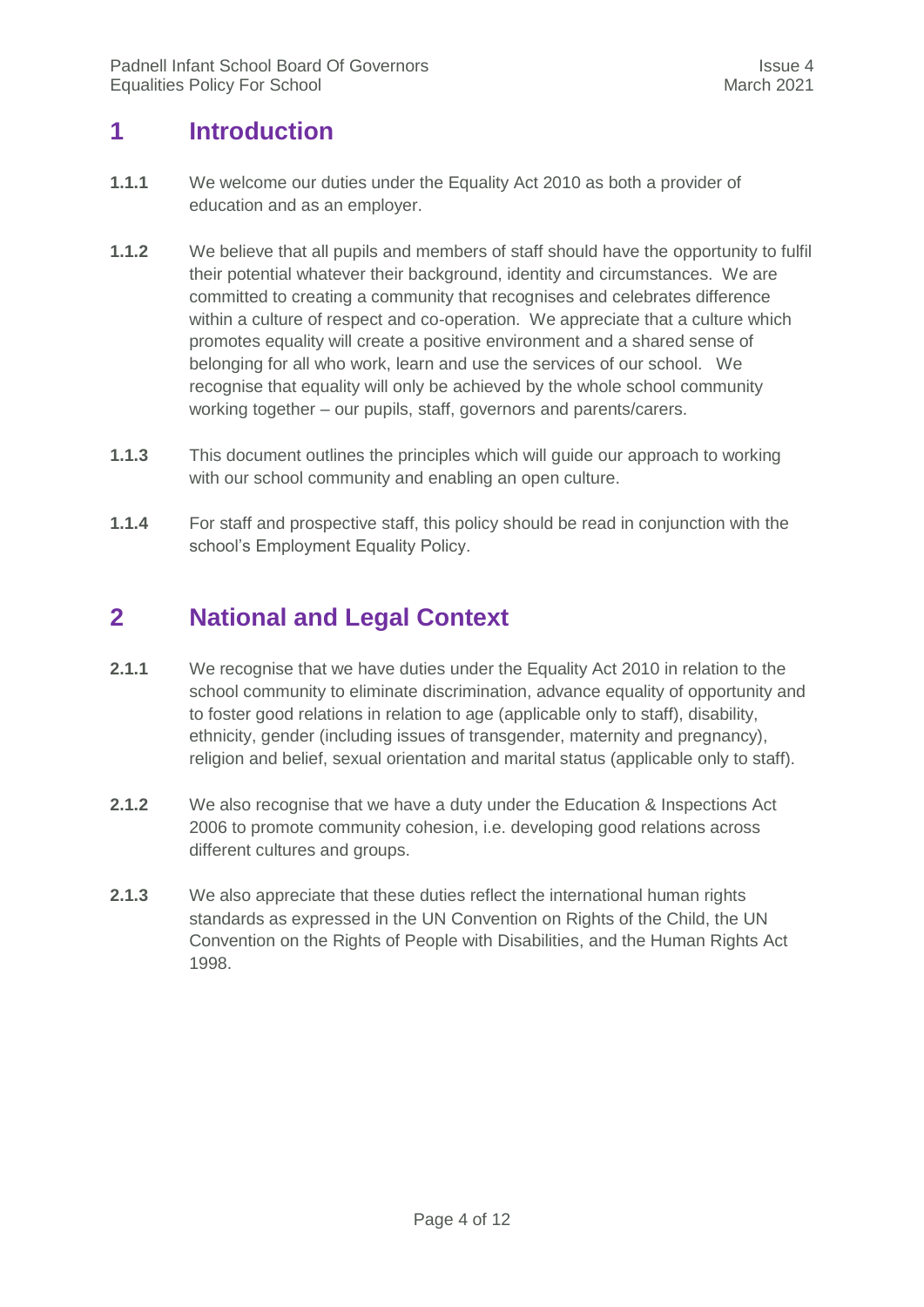# 1 Introduction

**1.1.1** We welcome our duties under the Equality Act 2010 as both a provider of education and as an employer.

**1.1.2** We believe that all pupils and members of staff should have the opportunity to fulfil their potential whatever their background, identity and circumstances. We are committed to creating a community that recognises and celebrates difference within a culture of respect and co-operation. We appreciate that a culture which promotes equality will create a positive environment and a shared sense of belonging for all who work, learn and use the services of our school. We recognise that equality will only be achieved by the whole school community working together – our pupils, staff, governors and parents/carers.

**1.1.3** This document outlines the principles which will guide our approach to working with our school community and enabling an open culture.

**1.1.4** For staff and prospective staff, this policy should be read in conjunction with the school's Employment Equality Policy.

# 2 National and Legal Context

**2.1.1** We recognise that we have duties under the Equality Act 2010 in relation to the school community to eliminate discrimination, advance equality of opportunity and to foster good relations in relation to age (applicable only to staff), disability, ethnicity, gender (including issues of transgender, maternity and pregnancy), religion and belief, sexual orientation and marital status (applicable only to staff).

**2.1.2** We also recognise that we have a duty under the Education & Inspections Act 2006 to promote community cohesion, i.e. developing good relations across different cultures and groups.

**2.1.3** We also appreciate that these duties reflect the international human rights standards as expressed in the UN Convention on Rights of the Child, the UN Convention on the Rights of People with Disabilities, and the Human Rights Act 1998.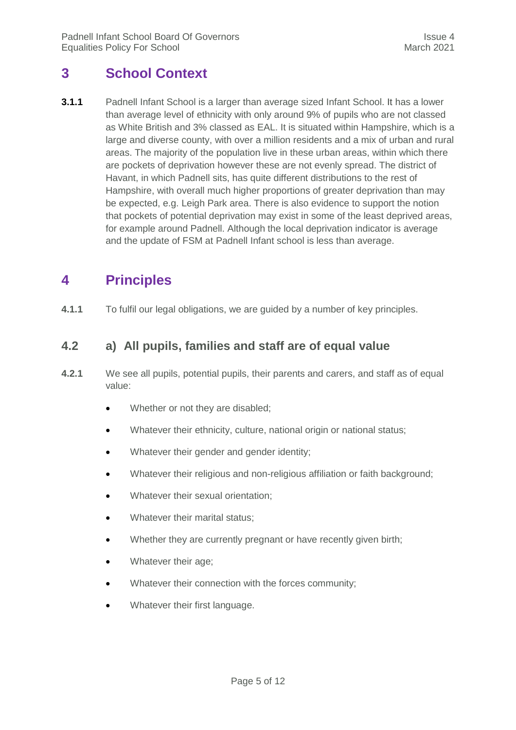## 3 School Context

**3.1.1** Padnell Infant School is a larger than average sized Infant School. It has a lower than average level of ethnicity with only around 9% of pupils who are not classed as White British and 3% classed as EAL. It is situated within Hampshire, which is a large and diverse county, with over a million residents and a mix of urban and rural areas. The majority of the population live in these urban areas, within which there are pockets of deprivation however these are not evenly spread. The district of Havant, in which Padnell sits, has quite different distributions to the rest of Hampshire, with overall much higher proportions of greater deprivation than may be expected, e.g. Leigh Park area. There is also evidence to support the notion that pockets of potential deprivation may exist in some of the least deprived areas, for example around Padnell. Although the local deprivation indicator is average and the update of FSM at Padnell Infant school is less than average.

## 4 Principles

**4.1.1** To fulfil our legal obligations, we are guided by a number of key principles.

### 4.2 a) All pupils, families and staff are of equal value

**4.2.1** We see all pupils, potential pupils, their parents and carers, and staff as of equal value:

- Whether or not they are disabled;
- Whatever their ethnicity, culture, national origin or national status;
- Whatever their gender and gender identity;
- Whatever their religious and non-religious affiliation or faith background;
- Whatever their sexual orientation;
- Whatever their marital status;
- Whether they are currently pregnant or have recently given birth;
- Whatever their age;
- Whatever their connection with the forces community;
- Whatever their first language.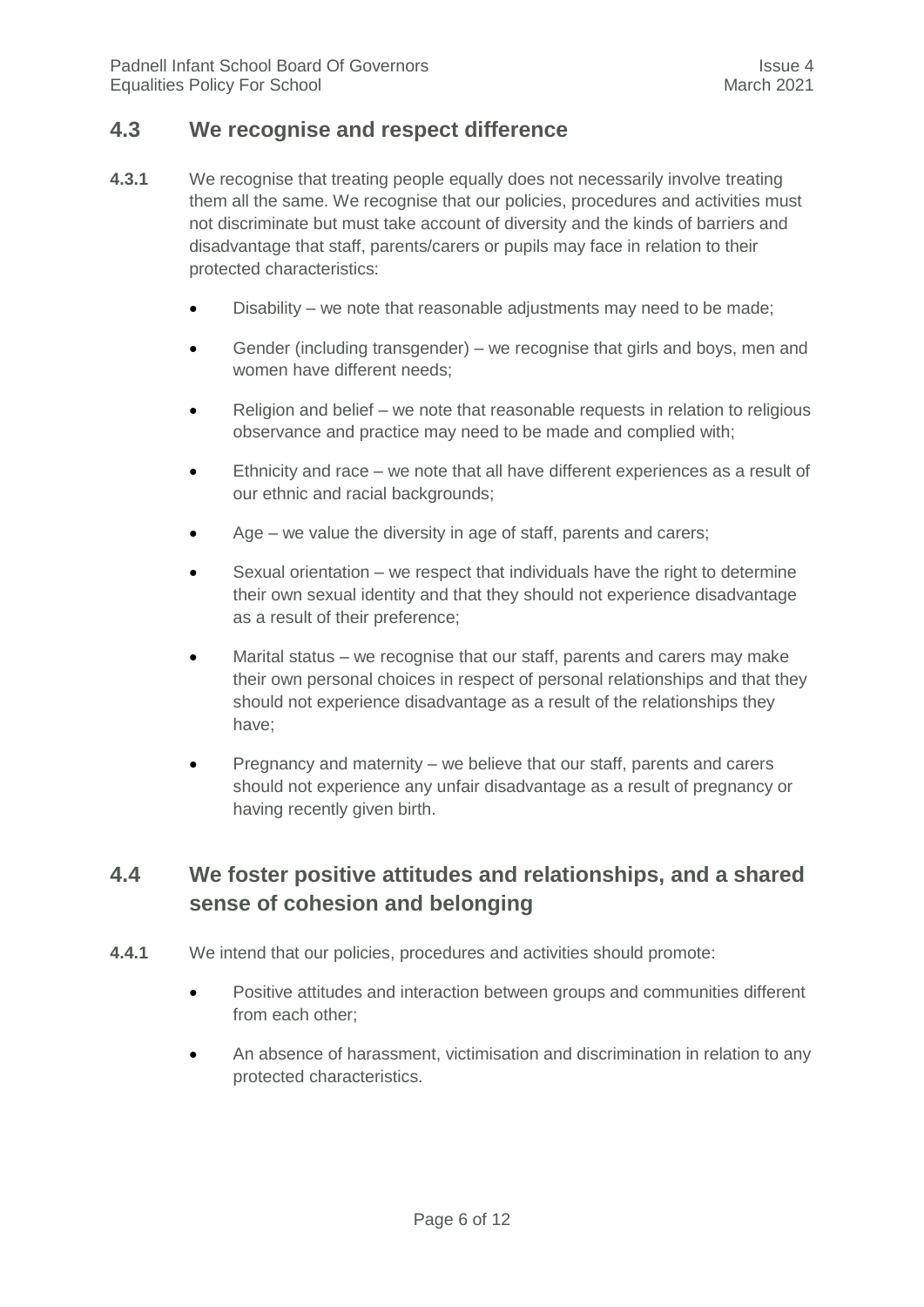## 4.3 We recognise and respect difference

**4.3.1** We recognise that treating people equally does not necessarily involve treating them all the same. We recognise that our policies, procedures and activities must not discriminate but must take account of diversity and the kinds of barriers and disadvantage that staff, parents/carers or pupils may face in relation to their protected characteristics:

- Disability – we note that reasonable adjustments may need to be made;
- Gender (including transgender) – we recognise that girls and boys, men and women have different needs;
- Religion and belief – we note that reasonable requests in relation to religious observance and practice may need to be made and complied with;
- Ethnicity and race – we note that all have different experiences as a result of our ethnic and racial backgrounds;
- Age – we value the diversity in age of staff, parents and carers;
- Sexual orientation – we respect that individuals have the right to determine their own sexual identity and that they should not experience disadvantage as a result of their preference;
- Marital status – we recognise that our staff, parents and carers may make their own personal choices in respect of personal relationships and that they should not experience disadvantage as a result of the relationships they have;
- Pregnancy and maternity – we believe that our staff, parents and carers should not experience any unfair disadvantage as a result of pregnancy or having recently given birth.

## 4.4 We foster positive attitudes and relationships, and a shared sense of cohesion and belonging

**4.4.1** We intend that our policies, procedures and activities should promote:

- Positive attitudes and interaction between groups and communities different from each other;
- An absence of harassment, victimisation and discrimination in relation to any protected characteristics.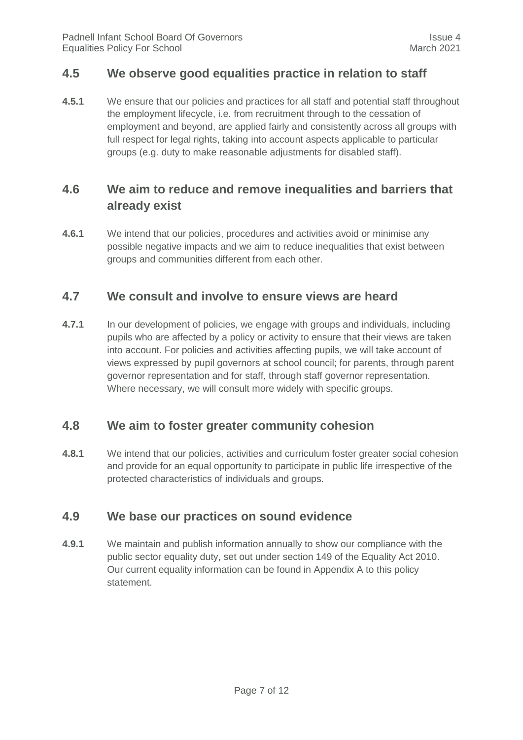## 4.5 We observe good equalities practice in relation to staff

**4.5.1** We ensure that our policies and practices for all staff and potential staff throughout the employment lifecycle, i.e. from recruitment through to the cessation of employment and beyond, are applied fairly and consistently across all groups with full respect for legal rights, taking into account aspects applicable to particular groups (e.g. duty to make reasonable adjustments for disabled staff).

## 4.6 We aim to reduce and remove inequalities and barriers that already exist

**4.6.1** We intend that our policies, procedures and activities avoid or minimise any possible negative impacts and we aim to reduce inequalities that exist between groups and communities different from each other.

## 4.7 We consult and involve to ensure views are heard

**4.7.1** In our development of policies, we engage with groups and individuals, including pupils who are affected by a policy or activity to ensure that their views are taken into account. For policies and activities affecting pupils, we will take account of views expressed by pupil governors at school council; for parents, through parent governor representation and for staff, through staff governor representation. Where necessary, we will consult more widely with specific groups.

## 4.8 We aim to foster greater community cohesion

**4.8.1** We intend that our policies, activities and curriculum foster greater social cohesion and provide for an equal opportunity to participate in public life irrespective of the protected characteristics of individuals and groups.

## 4.9 We base our practices on sound evidence

**4.9.1** We maintain and publish information annually to show our compliance with the public sector equality duty, set out under section 149 of the Equality Act 2010. Our current equality information can be found in Appendix A to this policy statement.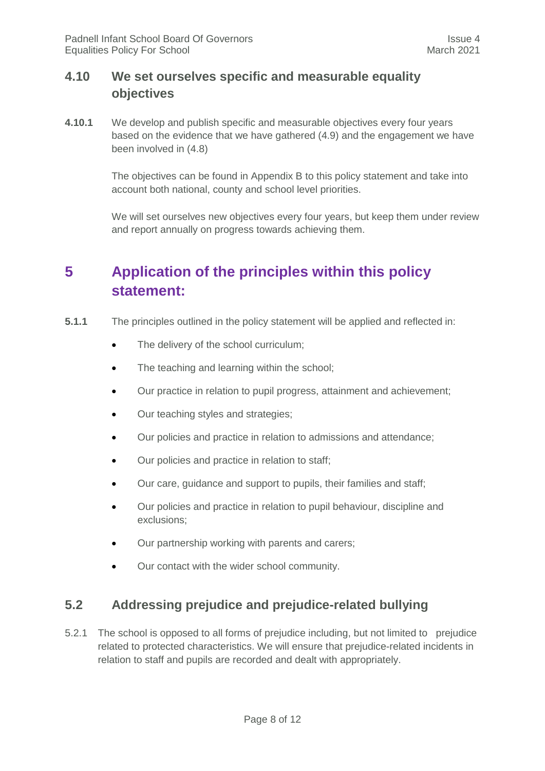### 4.10 We set ourselves specific and measurable equality objectives

**4.10.1** We develop and publish specific and measurable objectives every four years based on the evidence that we have gathered (4.9) and the engagement we have been involved in (4.8)

The objectives can be found in Appendix B to this policy statement and take into account both national, county and school level priorities.

We will set ourselves new objectives every four years, but keep them under review and report annually on progress towards achieving them.

## 5 Application of the principles within this policy statement:

**5.1.1** The principles outlined in the policy statement will be applied and reflected in:

- The delivery of the school curriculum;
- The teaching and learning within the school;
- Our practice in relation to pupil progress, attainment and achievement;
- Our teaching styles and strategies;
- Our policies and practice in relation to admissions and attendance;
- Our policies and practice in relation to staff;
- Our care, guidance and support to pupils, their families and staff;
- Our policies and practice in relation to pupil behaviour, discipline and exclusions;
- Our partnership working with parents and carers;
- Our contact with the wider school community.

### 5.2 Addressing prejudice and prejudice-related bullying

5.2.1 The school is opposed to all forms of prejudice including, but not limited to prejudice related to protected characteristics. We will ensure that prejudice-related incidents in relation to staff and pupils are recorded and dealt with appropriately.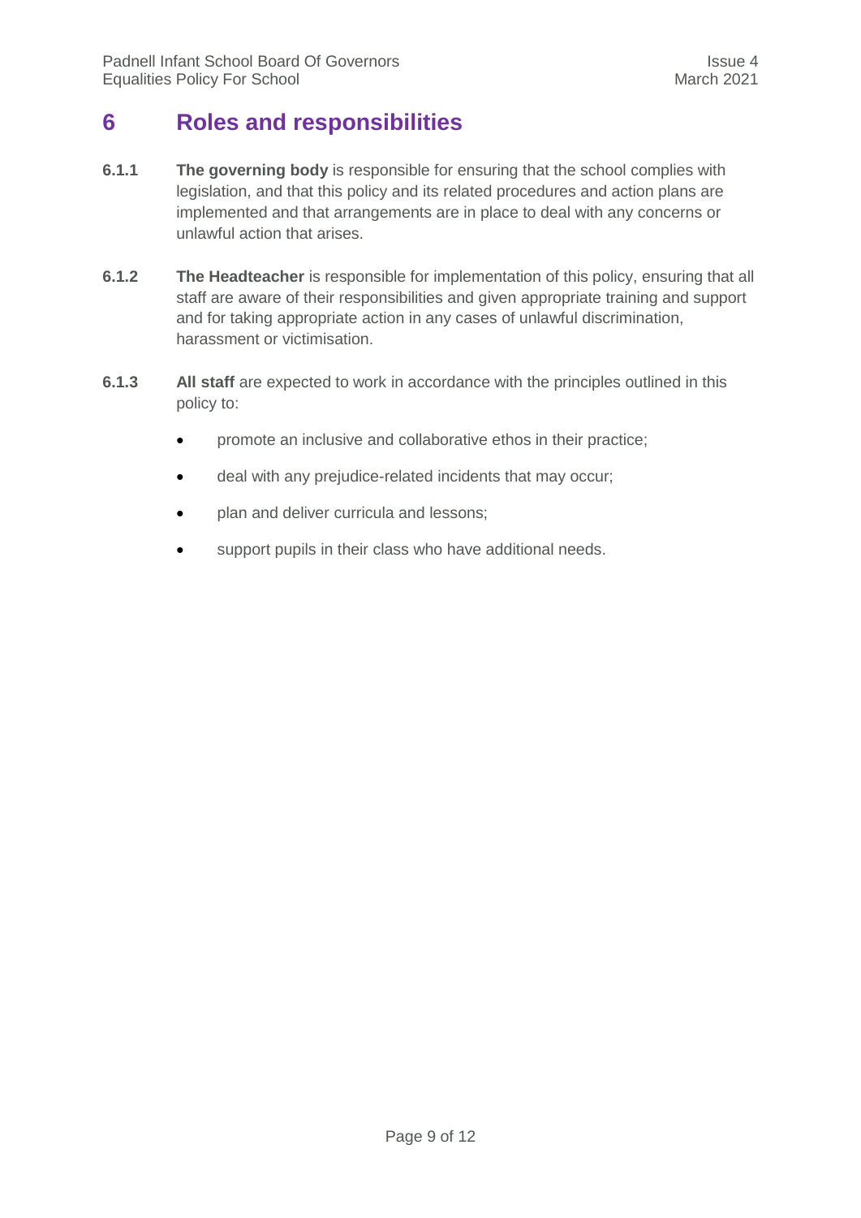## 6 Roles and responsibilities

**6.1.1** **The governing body** is responsible for ensuring that the school complies with legislation, and that this policy and its related procedures and action plans are implemented and that arrangements are in place to deal with any concerns or unlawful action that arises.

**6.1.2** **The Headteacher** is responsible for implementation of this policy, ensuring that all staff are aware of their responsibilities and given appropriate training and support and for taking appropriate action in any cases of unlawful discrimination, harassment or victimisation.

**6.1.3** **All staff** are expected to work in accordance with the principles outlined in this policy to:

- promote an inclusive and collaborative ethos in their practice;
- deal with any prejudice-related incidents that may occur;
- plan and deliver curricula and lessons;
- support pupils in their class who have additional needs.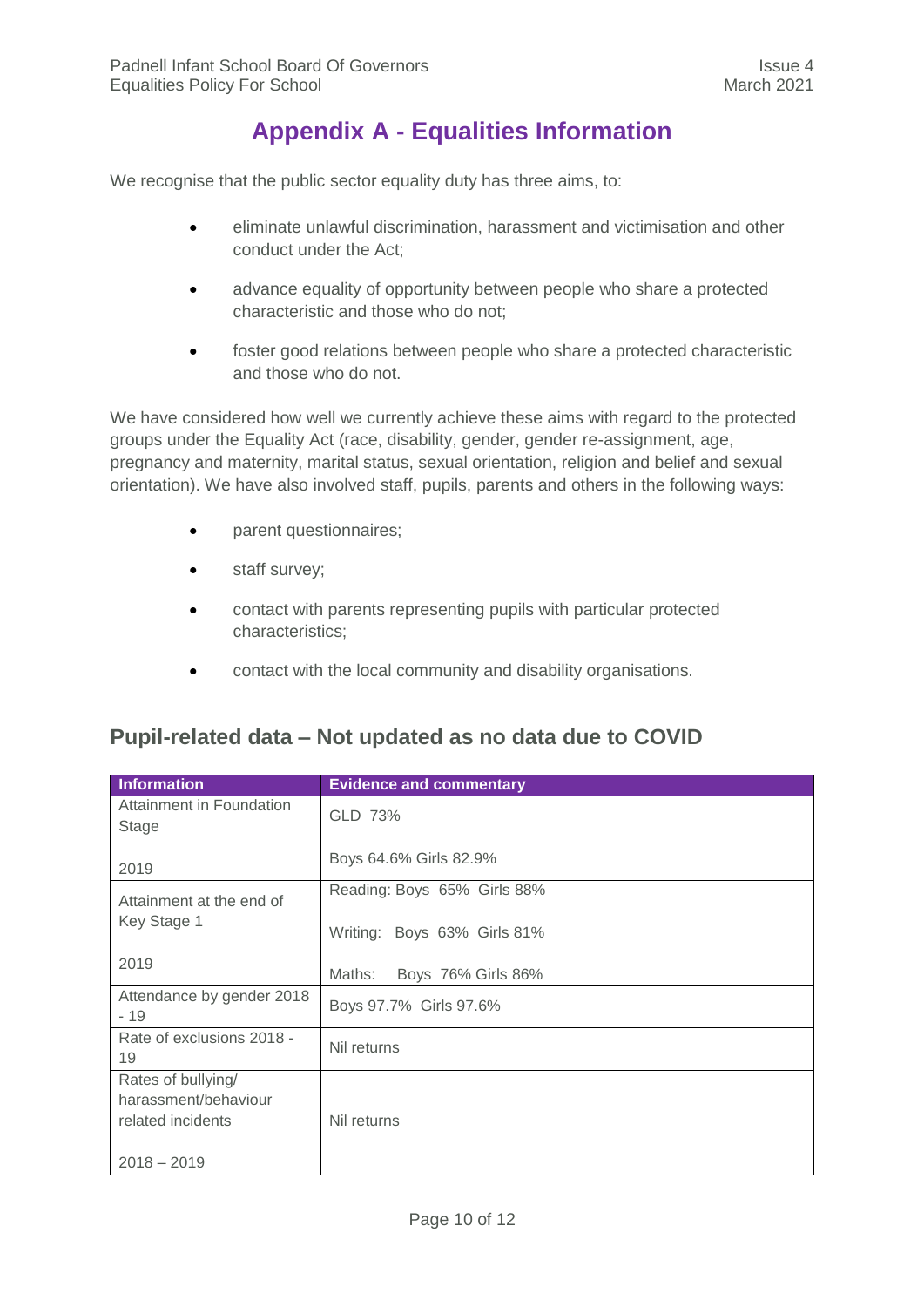# Appendix A - Equalities Information

We recognise that the public sector equality duty has three aims, to:

- eliminate unlawful discrimination, harassment and victimisation and other conduct under the Act;
- advance equality of opportunity between people who share a protected characteristic and those who do not;
- foster good relations between people who share a protected characteristic and those who do not.

We have considered how well we currently achieve these aims with regard to the protected groups under the Equality Act (race, disability, gender, gender re-assignment, age, pregnancy and maternity, marital status, sexual orientation, religion and belief and sexual orientation). We have also involved staff, pupils, parents and others in the following ways:

- parent questionnaires;
- staff survey;
- contact with parents representing pupils with particular protected characteristics;
- contact with the local community and disability organisations.

## Pupil-related data – Not updated as no data due to COVID

| Information | Evidence and commentary |
|---|---|
| Attainment in Foundation Stage<br><br>2019 | GLD 73%<br><br>Boys 64.6% Girls 82.9% |
| Attainment at the end of Key Stage 1<br><br>2019 | Reading: Boys 65% Girls 88%<br><br>Writing: Boys 63% Girls 81%<br><br>Maths: Boys 76% Girls 86% |
| Attendance by gender 2018 - 19 | Boys 97.7% Girls 97.6% |
| Rate of exclusions 2018 - 19 | Nil returns |
| Rates of bullying/ harassment/behaviour related incidents<br><br>2018 – 2019 | Nil returns |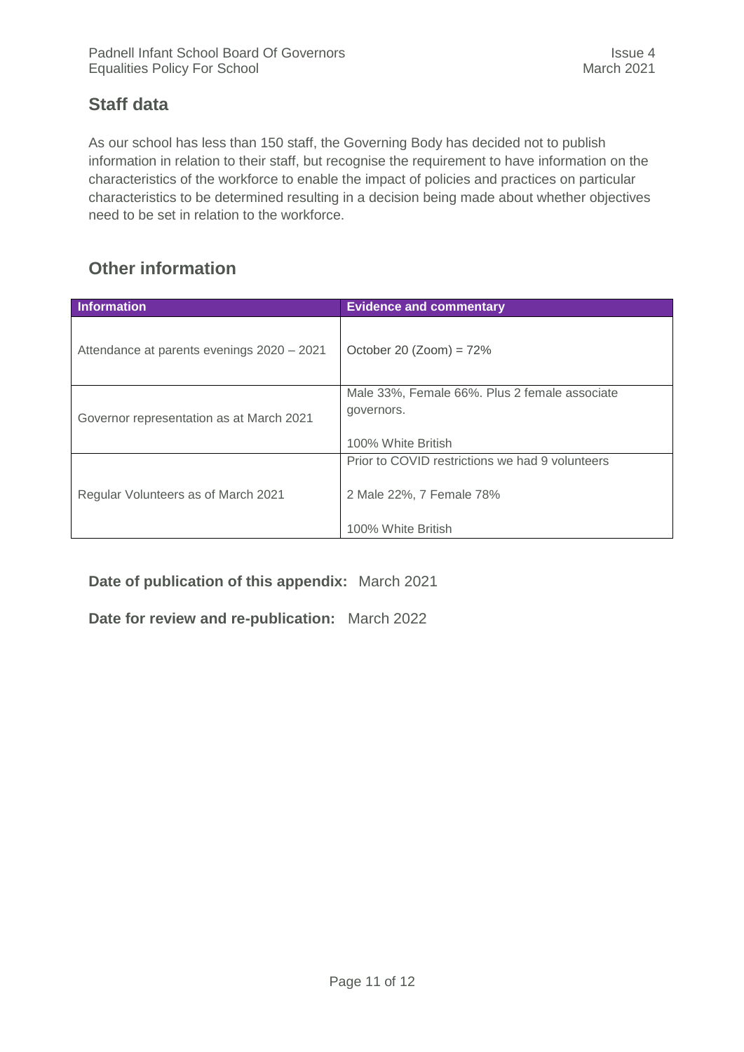## Staff data

As our school has less than 150 staff, the Governing Body has decided not to publish information in relation to their staff, but recognise the requirement to have information on the characteristics of the workforce to enable the impact of policies and practices on particular characteristics to be determined resulting in a decision being made about whether objectives need to be set in relation to the workforce.

## Other information

| Information | Evidence and commentary |
|---|---|
| Attendance at parents evenings 2020 – 2021 | October 20 (Zoom) = 72% |
| Governor representation as at March 2021 | Male 33%, Female 66%. Plus 2 female associate governors.<br><br>100% White British |
| Regular Volunteers as of March 2021 | Prior to COVID restrictions we had 9 volunteers<br><br>2 Male 22%, 7 Female 78%<br><br>100% White British |

**Date of publication of this appendix:** March 2021

**Date for review and re-publication:** March 2022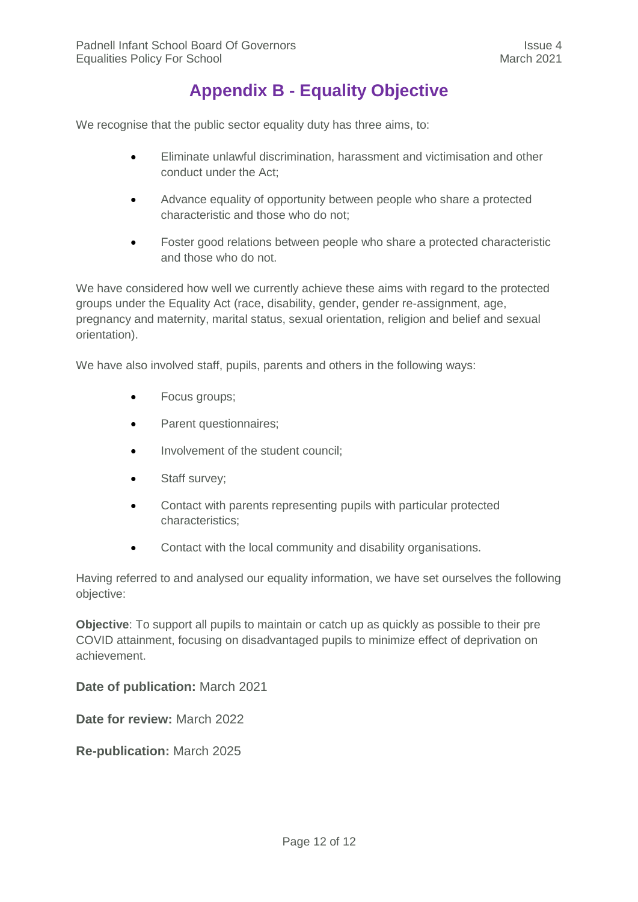# Appendix B - Equality Objective

We recognise that the public sector equality duty has three aims, to:

- Eliminate unlawful discrimination, harassment and victimisation and other conduct under the Act;
- Advance equality of opportunity between people who share a protected characteristic and those who do not;
- Foster good relations between people who share a protected characteristic and those who do not.

We have considered how well we currently achieve these aims with regard to the protected groups under the Equality Act (race, disability, gender, gender re-assignment, age, pregnancy and maternity, marital status, sexual orientation, religion and belief and sexual orientation).

We have also involved staff, pupils, parents and others in the following ways:

- Focus groups;
- Parent questionnaires;
- Involvement of the student council;
- Staff survey;
- Contact with parents representing pupils with particular protected characteristics;
- Contact with the local community and disability organisations.

Having referred to and analysed our equality information, we have set ourselves the following objective:

**Objective**: To support all pupils to maintain or catch up as quickly as possible to their pre COVID attainment, focusing on disadvantaged pupils to minimize effect of deprivation on achievement.

**Date of publication:** March 2021

**Date for review:** March 2022

**Re-publication:** March 2025